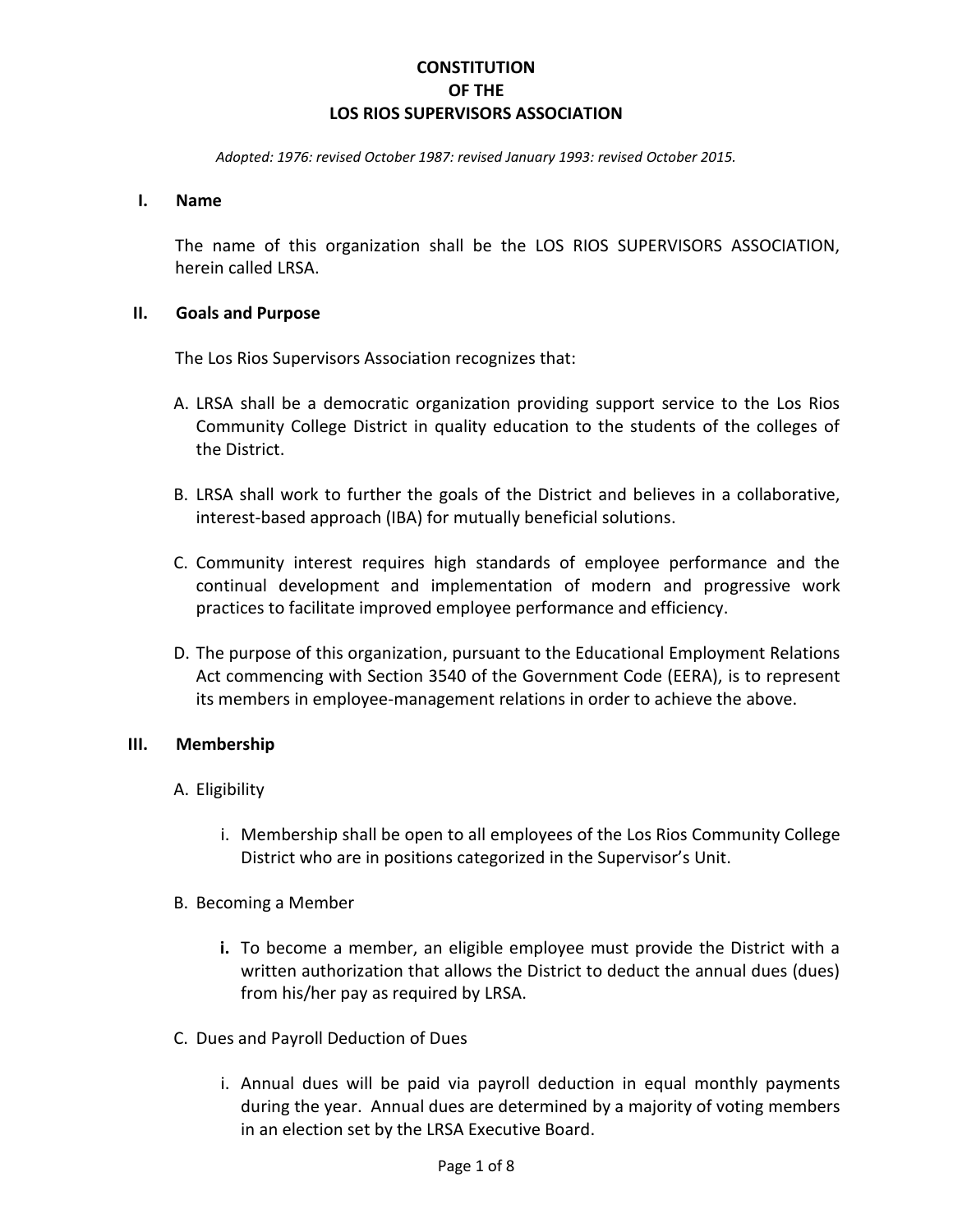# CONSTITUTION OF THE LOS RIOS SUPERVISORS ASSOCIATION

*Adopted: 1976: revised October 1987: revised January 1993: revised October 2015.*

## I. Name

The name of this organization shall be the LOS RIOS SUPERVISORS ASSOCIATION, herein called LRSA.

## II. Goals and Purpose

The Los Rios Supervisors Association recognizes that:

A. LRSA shall be a democratic organization providing support service to the Los Rios Community College District in quality education to the students of the colleges of the District.

B. LRSA shall work to further the goals of the District and believes in a collaborative, interest-based approach (IBA) for mutually beneficial solutions.

C. Community interest requires high standards of employee performance and the continual development and implementation of modern and progressive work practices to facilitate improved employee performance and efficiency.

D. The purpose of this organization, pursuant to the Educational Employment Relations Act commencing with Section 3540 of the Government Code (EERA), is to represent its members in employee-management relations in order to achieve the above.

## III. Membership

A. Eligibility

i. Membership shall be open to all employees of the Los Rios Community College District who are in positions categorized in the Supervisor's Unit.

B. Becoming a Member

**i.** To become a member, an eligible employee must provide the District with a written authorization that allows the District to deduct the annual dues (dues) from his/her pay as required by LRSA.

C. Dues and Payroll Deduction of Dues

i. Annual dues will be paid via payroll deduction in equal monthly payments during the year. Annual dues are determined by a majority of voting members in an election set by the LRSA Executive Board.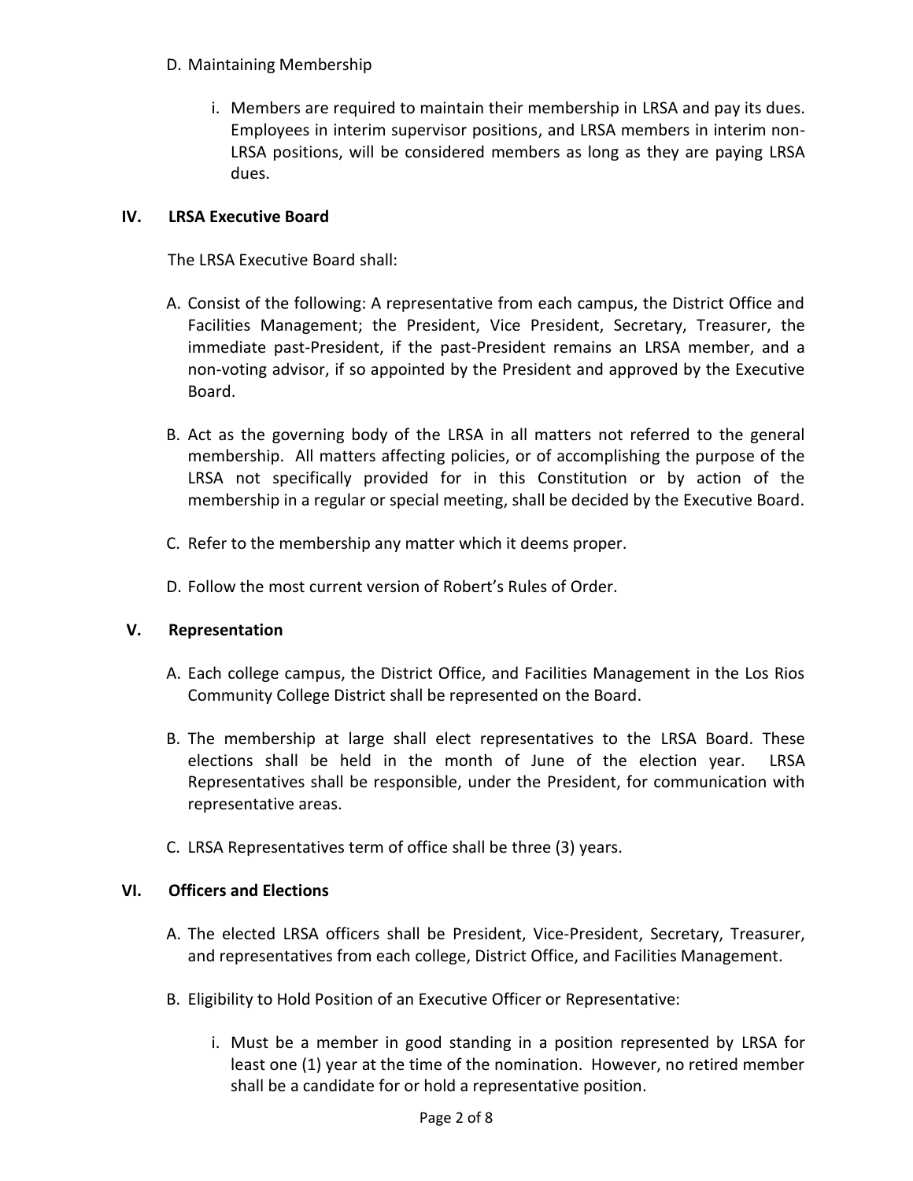D. Maintaining Membership

   i. Members are required to maintain their membership in LRSA and pay its dues. Employees in interim supervisor positions, and LRSA members in interim non-LRSA positions, will be considered members as long as they are paying LRSA dues.

## IV. LRSA Executive Board

The LRSA Executive Board shall:

A. Consist of the following: A representative from each campus, the District Office and Facilities Management; the President, Vice President, Secretary, Treasurer, the immediate past-President, if the past-President remains an LRSA member, and a non-voting advisor, if so appointed by the President and approved by the Executive Board.

B. Act as the governing body of the LRSA in all matters not referred to the general membership. All matters affecting policies, or of accomplishing the purpose of the LRSA not specifically provided for in this Constitution or by action of the membership in a regular or special meeting, shall be decided by the Executive Board.

C. Refer to the membership any matter which it deems proper.

D. Follow the most current version of Robert's Rules of Order.

## V. Representation

A. Each college campus, the District Office, and Facilities Management in the Los Rios Community College District shall be represented on the Board.

B. The membership at large shall elect representatives to the LRSA Board. These elections shall be held in the month of June of the election year. LRSA Representatives shall be responsible, under the President, for communication with representative areas.

C. LRSA Representatives term of office shall be three (3) years.

## VI. Officers and Elections

A. The elected LRSA officers shall be President, Vice-President, Secretary, Treasurer, and representatives from each college, District Office, and Facilities Management.

B. Eligibility to Hold Position of an Executive Officer or Representative:

   i. Must be a member in good standing in a position represented by LRSA for least one (1) year at the time of the nomination. However, no retired member shall be a candidate for or hold a representative position.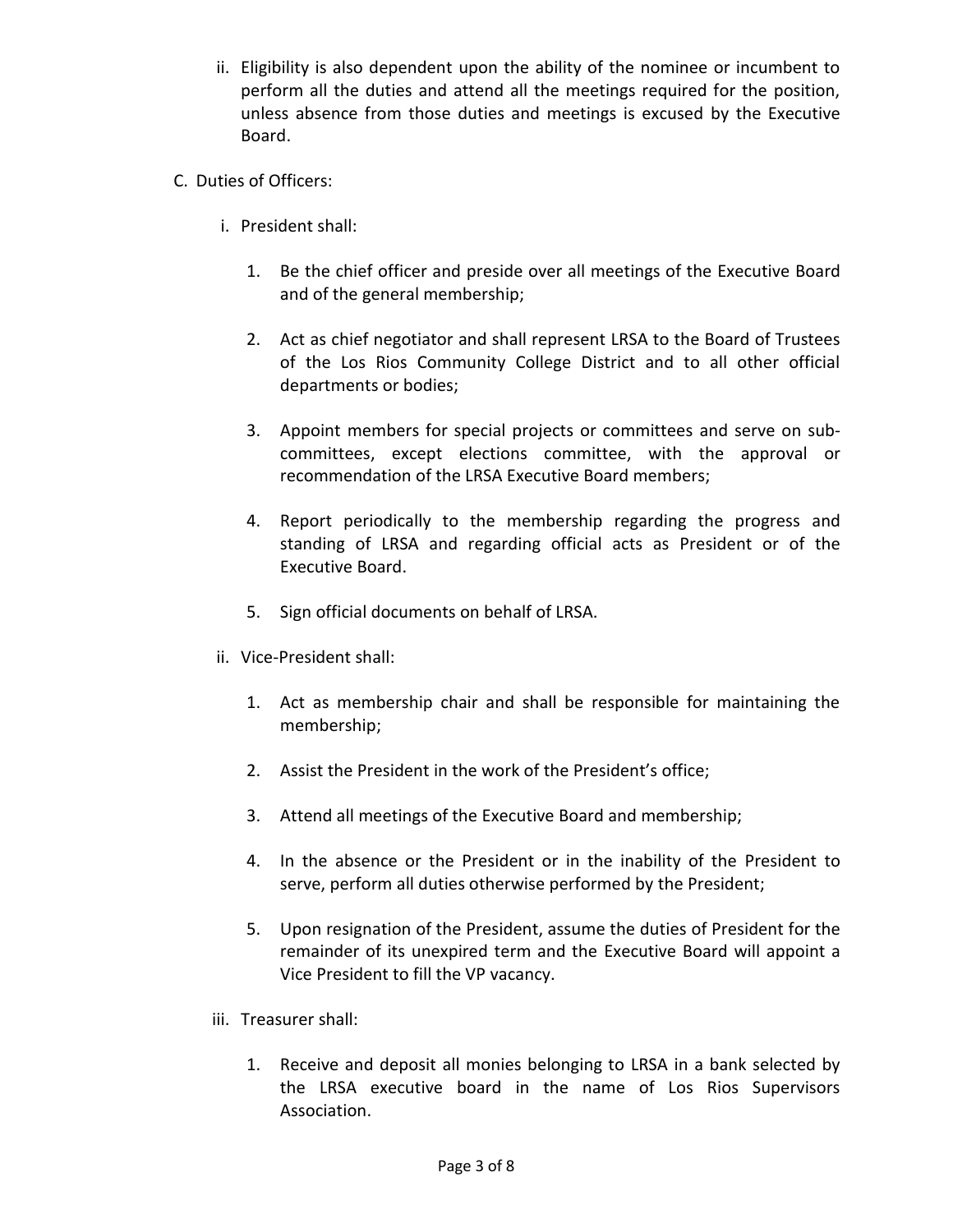ii. Eligibility is also dependent upon the ability of the nominee or incumbent to perform all the duties and attend all the meetings required for the position, unless absence from those duties and meetings is excused by the Executive Board.

C. Duties of Officers:

i. President shall:

1. Be the chief officer and preside over all meetings of the Executive Board and of the general membership;

2. Act as chief negotiator and shall represent LRSA to the Board of Trustees of the Los Rios Community College District and to all other official departments or bodies;

3. Appoint members for special projects or committees and serve on sub-committees, except elections committee, with the approval or recommendation of the LRSA Executive Board members;

4. Report periodically to the membership regarding the progress and standing of LRSA and regarding official acts as President or of the Executive Board.

5. Sign official documents on behalf of LRSA.

ii. Vice-President shall:

1. Act as membership chair and shall be responsible for maintaining the membership;

2. Assist the President in the work of the President's office;

3. Attend all meetings of the Executive Board and membership;

4. In the absence or the President or in the inability of the President to serve, perform all duties otherwise performed by the President;

5. Upon resignation of the President, assume the duties of President for the remainder of its unexpired term and the Executive Board will appoint a Vice President to fill the VP vacancy.

iii. Treasurer shall:

1. Receive and deposit all monies belonging to LRSA in a bank selected by the LRSA executive board in the name of Los Rios Supervisors Association.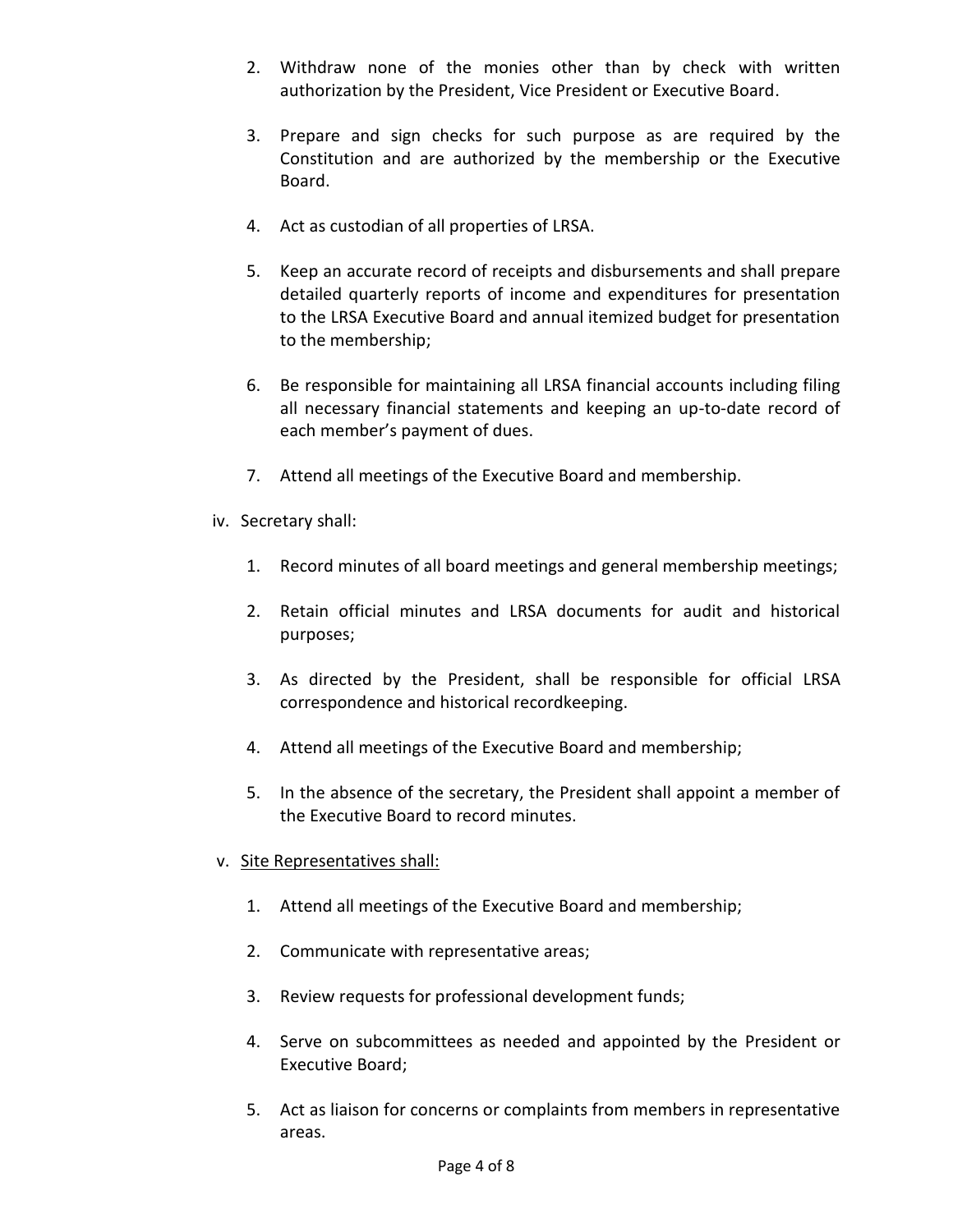2. Withdraw none of the monies other than by check with written authorization by the President, Vice President or Executive Board.

3. Prepare and sign checks for such purpose as are required by the Constitution and are authorized by the membership or the Executive Board.

4. Act as custodian of all properties of LRSA.

5. Keep an accurate record of receipts and disbursements and shall prepare detailed quarterly reports of income and expenditures for presentation to the LRSA Executive Board and annual itemized budget for presentation to the membership;

6. Be responsible for maintaining all LRSA financial accounts including filing all necessary financial statements and keeping an up-to-date record of each member's payment of dues.

7. Attend all meetings of the Executive Board and membership.

iv. Secretary shall:

1. Record minutes of all board meetings and general membership meetings;

2. Retain official minutes and LRSA documents for audit and historical purposes;

3. As directed by the President, shall be responsible for official LRSA correspondence and historical recordkeeping.

4. Attend all meetings of the Executive Board and membership;

5. In the absence of the secretary, the President shall appoint a member of the Executive Board to record minutes.

v. <u>Site Representatives shall:</u>

1. Attend all meetings of the Executive Board and membership;

2. Communicate with representative areas;

3. Review requests for professional development funds;

4. Serve on subcommittees as needed and appointed by the President or Executive Board;

5. Act as liaison for concerns or complaints from members in representative areas.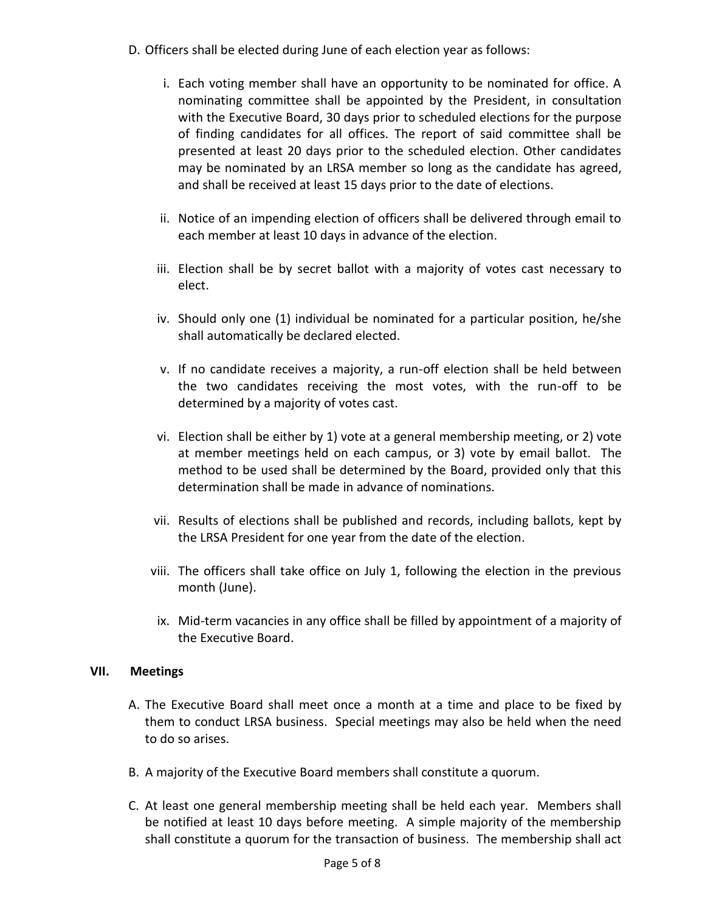D. Officers shall be elected during June of each election year as follows:

   i. Each voting member shall have an opportunity to be nominated for office. A nominating committee shall be appointed by the President, in consultation with the Executive Board, 30 days prior to scheduled elections for the purpose of finding candidates for all offices. The report of said committee shall be presented at least 20 days prior to the scheduled election. Other candidates may be nominated by an LRSA member so long as the candidate has agreed, and shall be received at least 15 days prior to the date of elections.

   ii. Notice of an impending election of officers shall be delivered through email to each member at least 10 days in advance of the election.

   iii. Election shall be by secret ballot with a majority of votes cast necessary to elect.

   iv. Should only one (1) individual be nominated for a particular position, he/she shall automatically be declared elected.

   v. If no candidate receives a majority, a run-off election shall be held between the two candidates receiving the most votes, with the run-off to be determined by a majority of votes cast.

   vi. Election shall be either by 1) vote at a general membership meeting, or 2) vote at member meetings held on each campus, or 3) vote by email ballot. The method to be used shall be determined by the Board, provided only that this determination shall be made in advance of nominations.

   vii. Results of elections shall be published and records, including ballots, kept by the LRSA President for one year from the date of the election.

   viii. The officers shall take office on July 1, following the election in the previous month (June).

   ix. Mid-term vacancies in any office shall be filled by appointment of a majority of the Executive Board.

## VII. Meetings

A. The Executive Board shall meet once a month at a time and place to be fixed by them to conduct LRSA business. Special meetings may also be held when the need to do so arises.

B. A majority of the Executive Board members shall constitute a quorum.

C. At least one general membership meeting shall be held each year. Members shall be notified at least 10 days before meeting. A simple majority of the membership shall constitute a quorum for the transaction of business. The membership shall act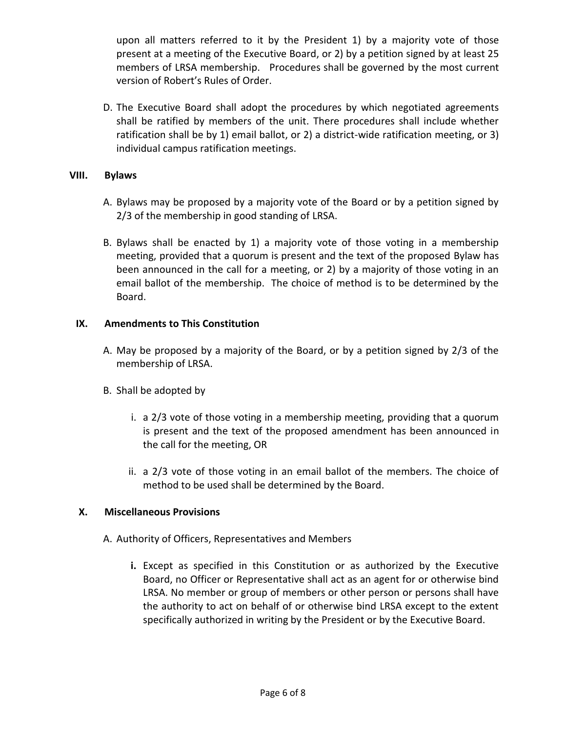upon all matters referred to it by the President 1) by a majority vote of those present at a meeting of the Executive Board, or 2) by a petition signed by at least 25 members of LRSA membership. Procedures shall be governed by the most current version of Robert's Rules of Order.

D. The Executive Board shall adopt the procedures by which negotiated agreements shall be ratified by members of the unit. There procedures shall include whether ratification shall be by 1) email ballot, or 2) a district-wide ratification meeting, or 3) individual campus ratification meetings.

## VIII. Bylaws

A. Bylaws may be proposed by a majority vote of the Board or by a petition signed by 2/3 of the membership in good standing of LRSA.

B. Bylaws shall be enacted by 1) a majority vote of those voting in a membership meeting, provided that a quorum is present and the text of the proposed Bylaw has been announced in the call for a meeting, or 2) by a majority of those voting in an email ballot of the membership. The choice of method is to be determined by the Board.

## IX. Amendments to This Constitution

A. May be proposed by a majority of the Board, or by a petition signed by 2/3 of the membership of LRSA.

B. Shall be adopted by

   i. a 2/3 vote of those voting in a membership meeting, providing that a quorum is present and the text of the proposed amendment has been announced in the call for the meeting, OR

   ii. a 2/3 vote of those voting in an email ballot of the members. The choice of method to be used shall be determined by the Board.

## X. Miscellaneous Provisions

A. Authority of Officers, Representatives and Members

   **i.** Except as specified in this Constitution or as authorized by the Executive Board, no Officer or Representative shall act as an agent for or otherwise bind LRSA. No member or group of members or other person or persons shall have the authority to act on behalf of or otherwise bind LRSA except to the extent specifically authorized in writing by the President or by the Executive Board.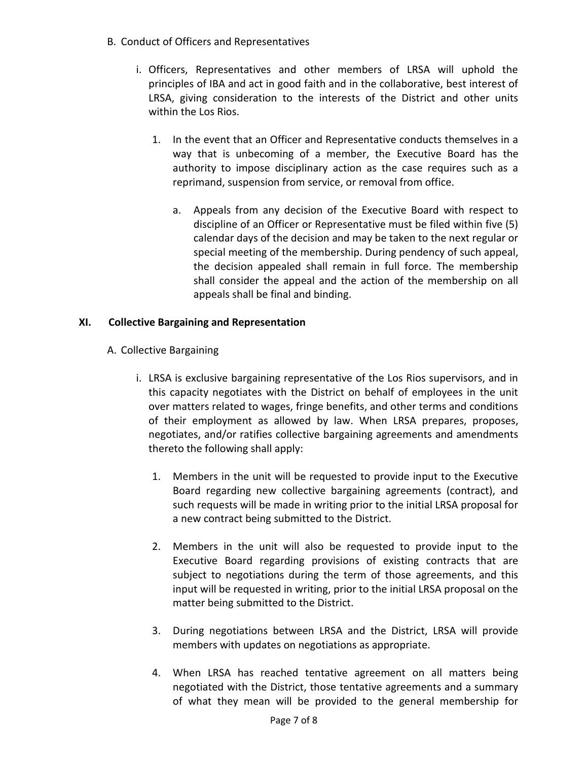B. Conduct of Officers and Representatives

i. Officers, Representatives and other members of LRSA will uphold the principles of IBA and act in good faith and in the collaborative, best interest of LRSA, giving consideration to the interests of the District and other units within the Los Rios.

1. In the event that an Officer and Representative conducts themselves in a way that is unbecoming of a member, the Executive Board has the authority to impose disciplinary action as the case requires such as a reprimand, suspension from service, or removal from office.

a. Appeals from any decision of the Executive Board with respect to discipline of an Officer or Representative must be filed within five (5) calendar days of the decision and may be taken to the next regular or special meeting of the membership. During pendency of such appeal, the decision appealed shall remain in full force. The membership shall consider the appeal and the action of the membership on all appeals shall be final and binding.

## XI. Collective Bargaining and Representation

A. Collective Bargaining

i. LRSA is exclusive bargaining representative of the Los Rios supervisors, and in this capacity negotiates with the District on behalf of employees in the unit over matters related to wages, fringe benefits, and other terms and conditions of their employment as allowed by law. When LRSA prepares, proposes, negotiates, and/or ratifies collective bargaining agreements and amendments thereto the following shall apply:

1. Members in the unit will be requested to provide input to the Executive Board regarding new collective bargaining agreements (contract), and such requests will be made in writing prior to the initial LRSA proposal for a new contract being submitted to the District.

2. Members in the unit will also be requested to provide input to the Executive Board regarding provisions of existing contracts that are subject to negotiations during the term of those agreements, and this input will be requested in writing, prior to the initial LRSA proposal on the matter being submitted to the District.

3. During negotiations between LRSA and the District, LRSA will provide members with updates on negotiations as appropriate.

4. When LRSA has reached tentative agreement on all matters being negotiated with the District, those tentative agreements and a summary of what they mean will be provided to the general membership for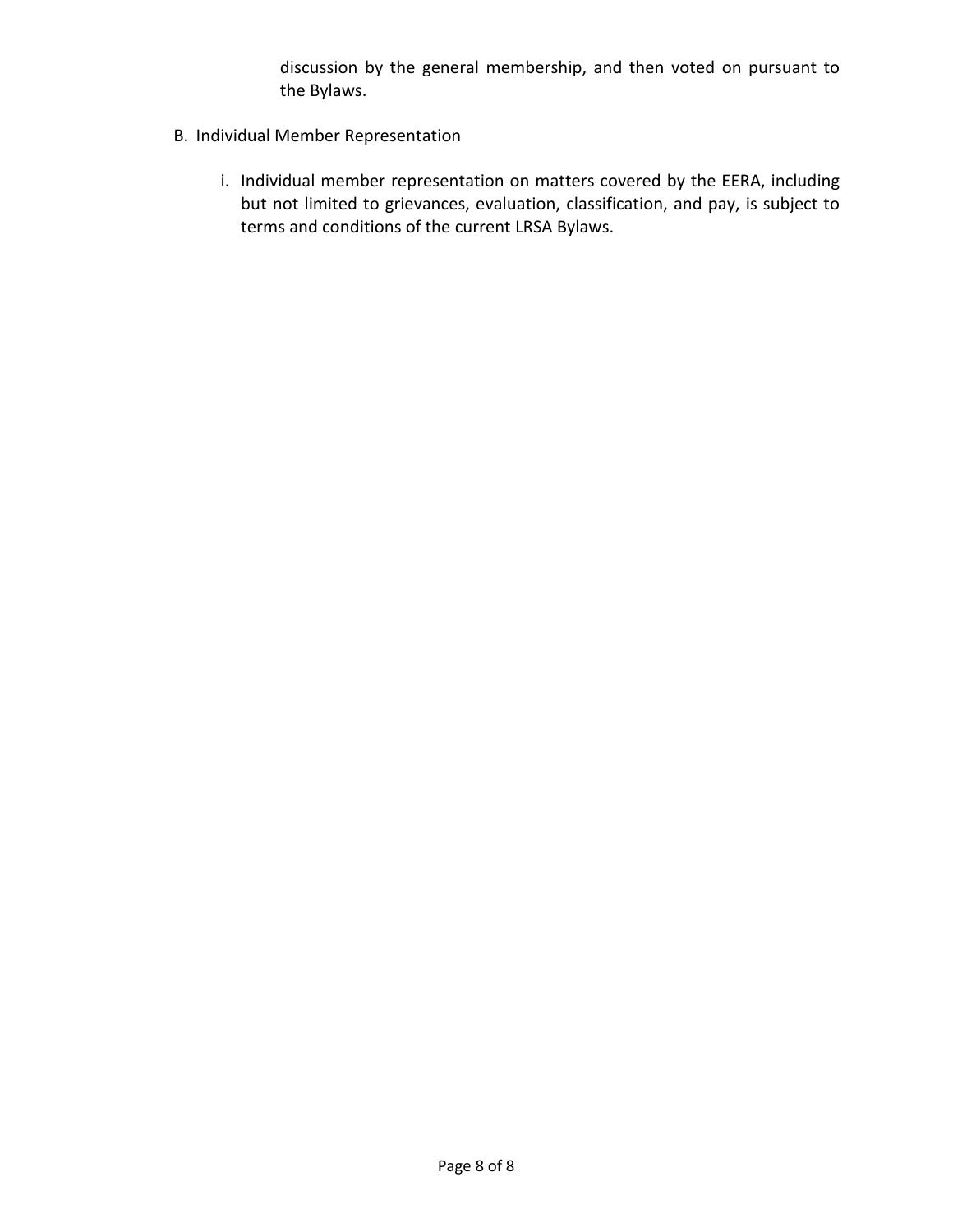discussion by the general membership, and then voted on pursuant to the Bylaws.

B. Individual Member Representation

   i. Individual member representation on matters covered by the EERA, including but not limited to grievances, evaluation, classification, and pay, is subject to terms and conditions of the current LRSA Bylaws.